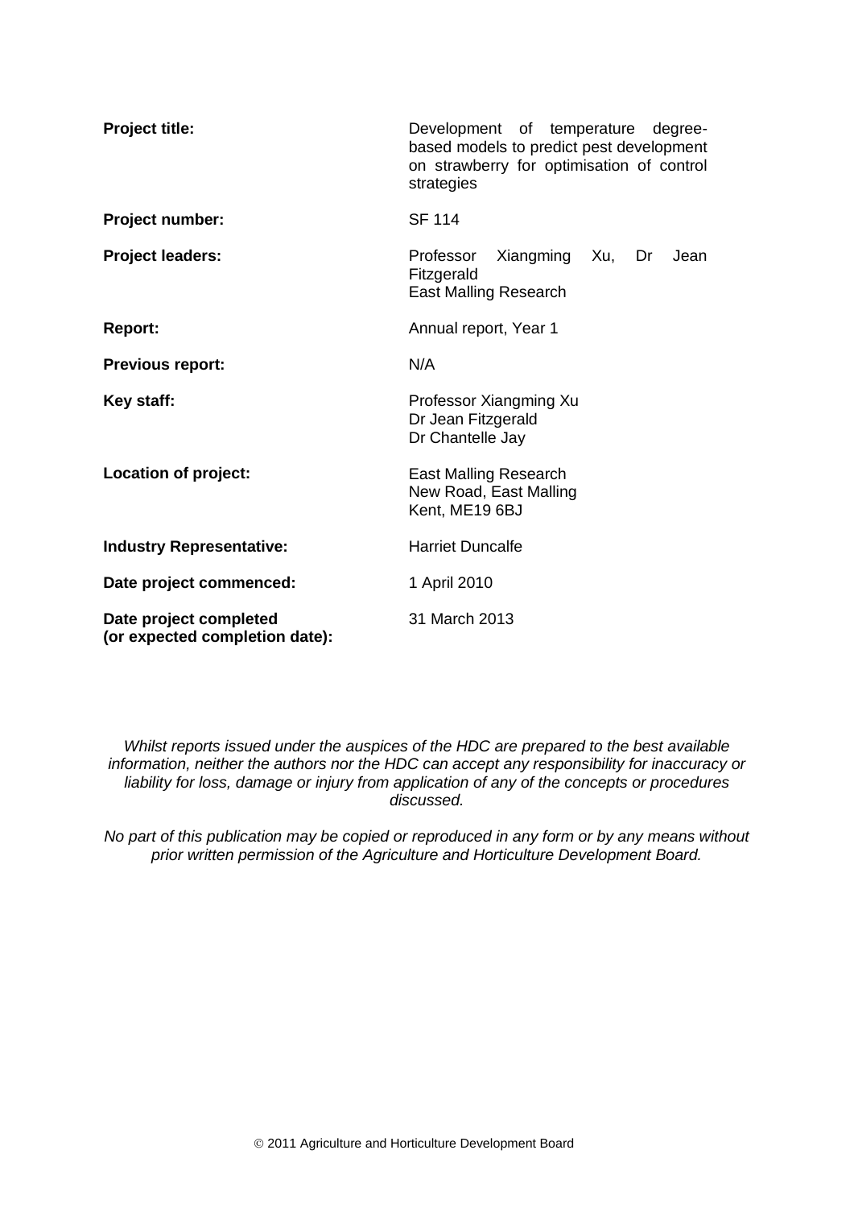| | |
|---|---|
| **Project title:** | Development of temperature degree-based models to predict pest development on strawberry for optimisation of control strategies |
| **Project number:** | SF 114 |
| **Project leaders:** | Professor Xiangming Xu, Dr Jean Fitzgerald<br>East Malling Research |
| **Report:** | Annual report, Year 1 |
| **Previous report:** | N/A |
| **Key staff:** | Professor Xiangming Xu<br>Dr Jean Fitzgerald<br>Dr Chantelle Jay |
| **Location of project:** | East Malling Research<br>New Road, East Malling<br>Kent, ME19 6BJ |
| **Industry Representative:** | Harriet Duncalfe |
| **Date project commenced:** | 1 April 2010 |
| **Date project completed (or expected completion date):** | 31 March 2013 |

*Whilst reports issued under the auspices of the HDC are prepared to the best available information, neither the authors nor the HDC can accept any responsibility for inaccuracy or liability for loss, damage or injury from application of any of the concepts or procedures discussed.*

*No part of this publication may be copied or reproduced in any form or by any means without prior written permission of the Agriculture and Horticulture Development Board.*

© 2011 Agriculture and Horticulture Development Board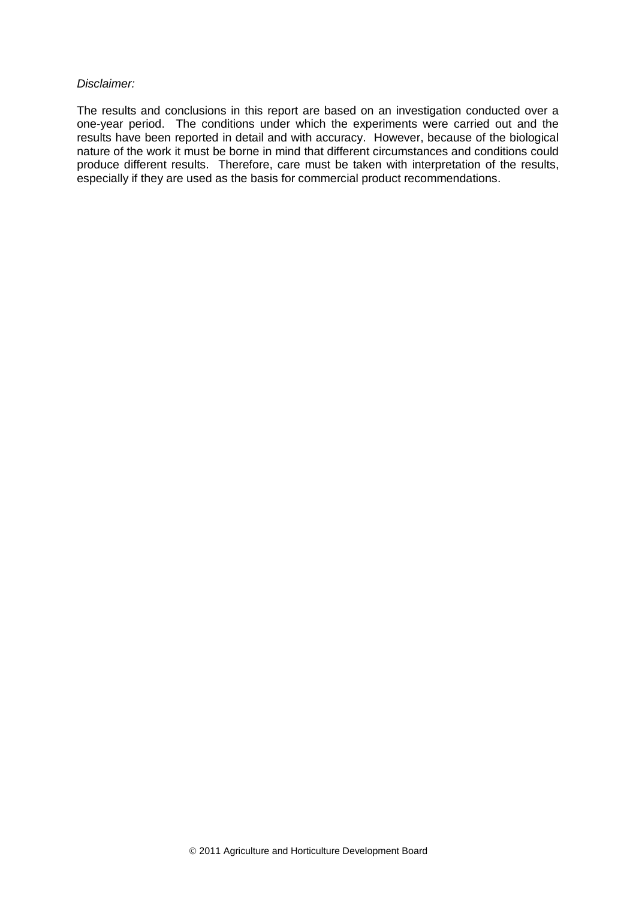*Disclaimer:*

The results and conclusions in this report are based on an investigation conducted over a one-year period. The conditions under which the experiments were carried out and the results have been reported in detail and with accuracy. However, because of the biological nature of the work it must be borne in mind that different circumstances and conditions could produce different results. Therefore, care must be taken with interpretation of the results, especially if they are used as the basis for commercial product recommendations.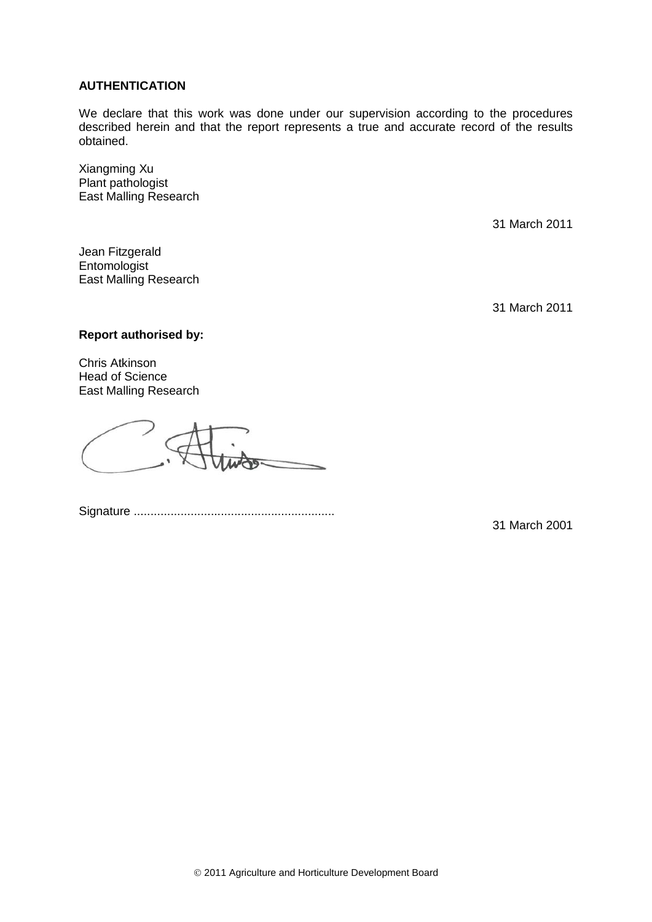**AUTHENTICATION**

We declare that this work was done under our supervision according to the procedures described herein and that the report represents a true and accurate record of the results obtained.

Xiangming Xu  
Plant pathologist  
East Malling Research

31 March 2011

Jean Fitzgerald  
Entomologist  
East Malling Research

31 March 2011

**Report authorised by:**

Chris Atkinson  
Head of Science  
East Malling Research

Signature ............................................................

31 March 2001

© 2011 Agriculture and Horticulture Development Board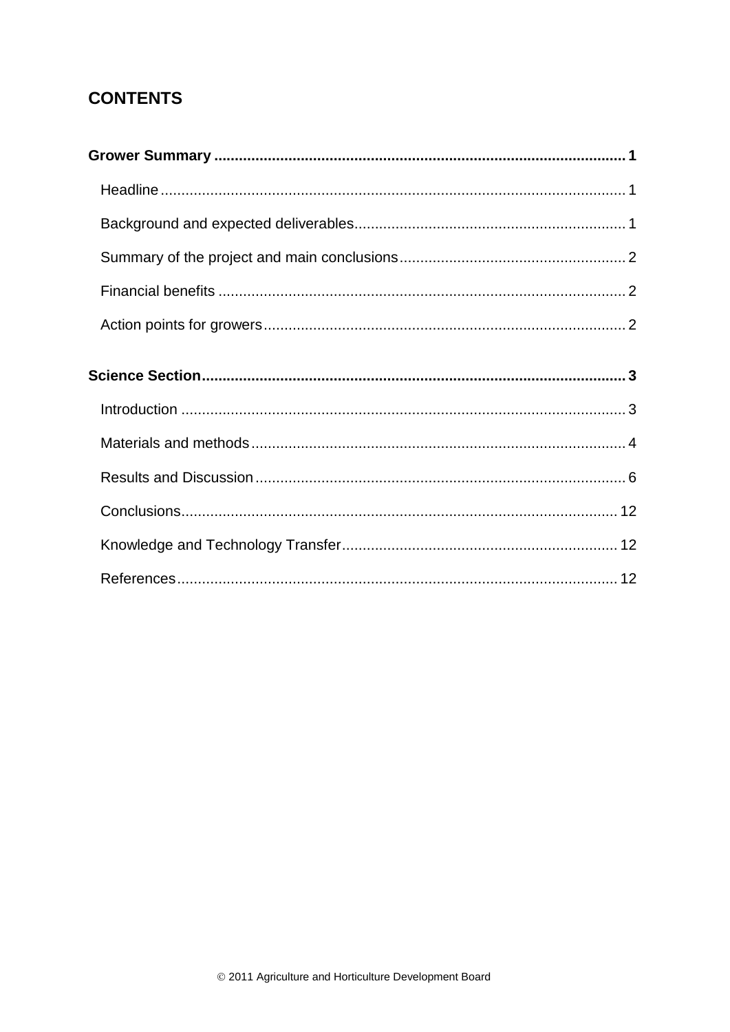## CONTENTS

**Grower Summary** .......... **1**

- Headline .......... 1
- Background and expected deliverables .......... 1
- Summary of the project and main conclusions .......... 2
- Financial benefits .......... 2
- Action points for growers .......... 2

**Science Section** .......... **3**

- Introduction .......... 3
- Materials and methods .......... 4
- Results and Discussion .......... 6
- Conclusions .......... 12
- Knowledge and Technology Transfer .......... 12
- References .......... 12

© 2011 Agriculture and Horticulture Development Board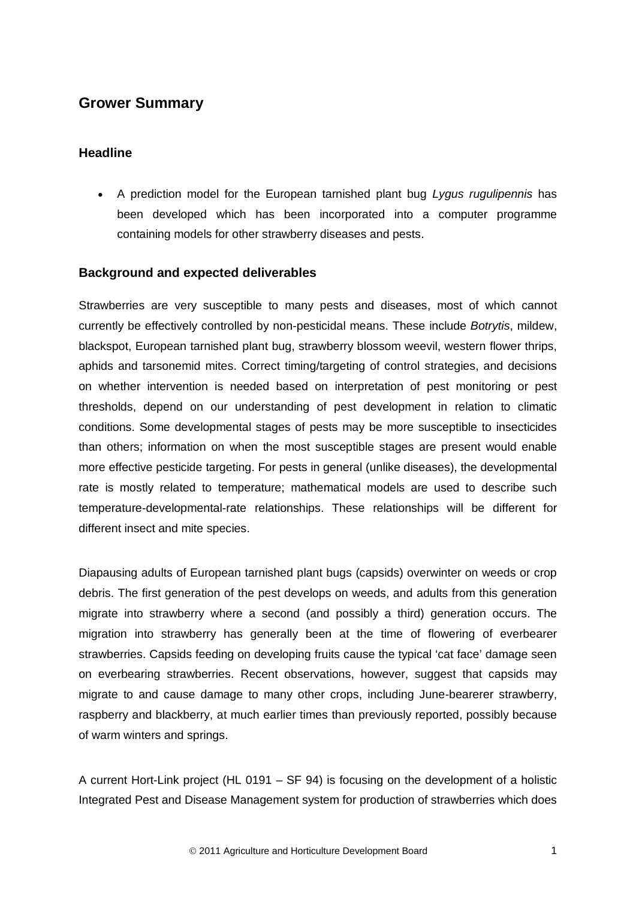## Grower Summary

### Headline

- A prediction model for the European tarnished plant bug *Lygus rugulipennis* has been developed which has been incorporated into a computer programme containing models for other strawberry diseases and pests.

### Background and expected deliverables

Strawberries are very susceptible to many pests and diseases, most of which cannot currently be effectively controlled by non-pesticidal means. These include *Botrytis*, mildew, blackspot, European tarnished plant bug, strawberry blossom weevil, western flower thrips, aphids and tarsonemid mites. Correct timing/targeting of control strategies, and decisions on whether intervention is needed based on interpretation of pest monitoring or pest thresholds, depend on our understanding of pest development in relation to climatic conditions. Some developmental stages of pests may be more susceptible to insecticides than others; information on when the most susceptible stages are present would enable more effective pesticide targeting. For pests in general (unlike diseases), the developmental rate is mostly related to temperature; mathematical models are used to describe such temperature-developmental-rate relationships. These relationships will be different for different insect and mite species.

Diapausing adults of European tarnished plant bugs (capsids) overwinter on weeds or crop debris. The first generation of the pest develops on weeds, and adults from this generation migrate into strawberry where a second (and possibly a third) generation occurs. The migration into strawberry has generally been at the time of flowering of everbearer strawberries. Capsids feeding on developing fruits cause the typical 'cat face' damage seen on everbearing strawberries. Recent observations, however, suggest that capsids may migrate to and cause damage to many other crops, including June-bearerer strawberry, raspberry and blackberry, at much earlier times than previously reported, possibly because of warm winters and springs.

A current Hort-Link project (HL 0191 – SF 94) is focusing on the development of a holistic Integrated Pest and Disease Management system for production of strawberries which does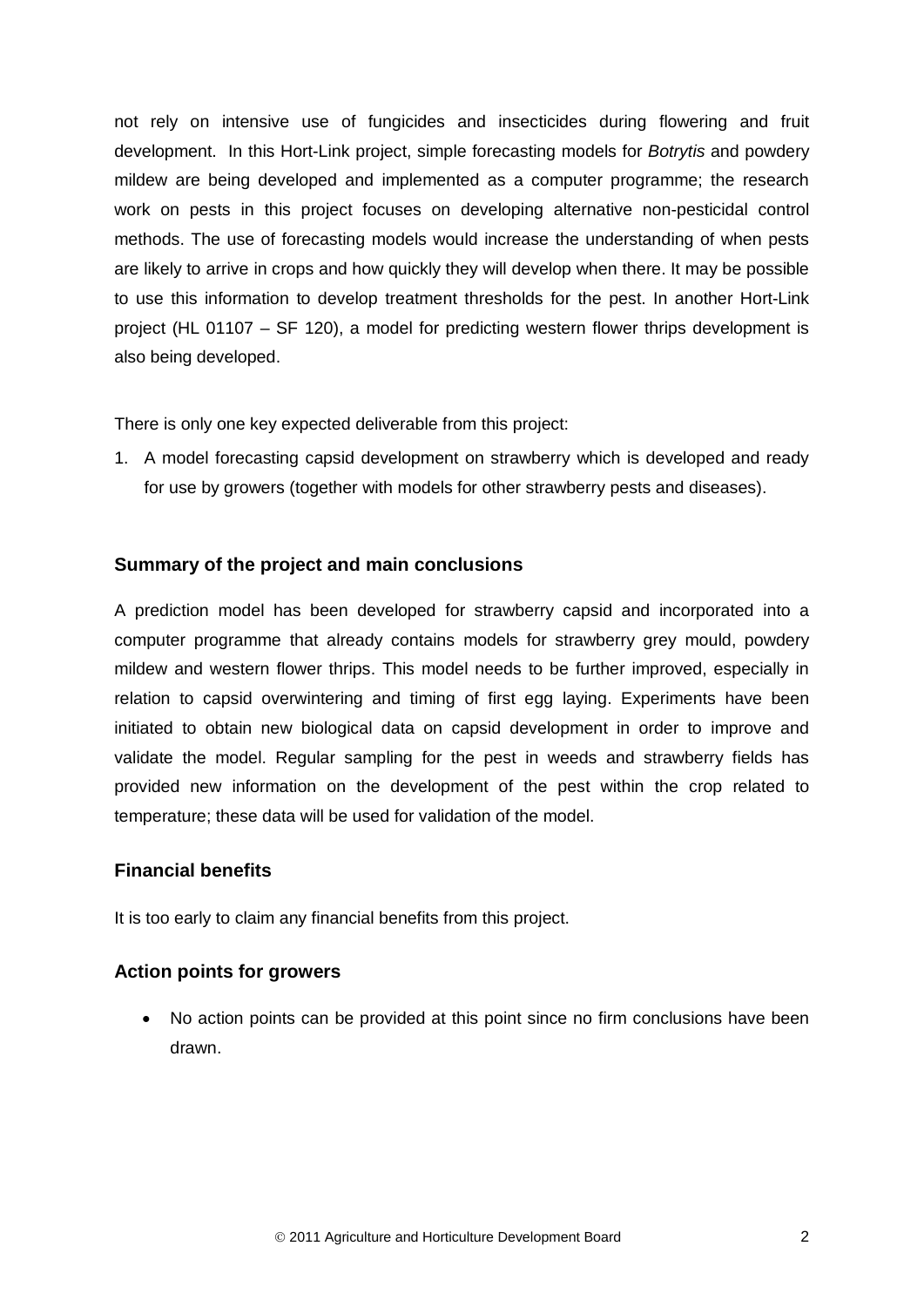not rely on intensive use of fungicides and insecticides during flowering and fruit development. In this Hort-Link project, simple forecasting models for *Botrytis* and powdery mildew are being developed and implemented as a computer programme; the research work on pests in this project focuses on developing alternative non-pesticidal control methods. The use of forecasting models would increase the understanding of when pests are likely to arrive in crops and how quickly they will develop when there. It may be possible to use this information to develop treatment thresholds for the pest. In another Hort-Link project (HL 01107 – SF 120), a model for predicting western flower thrips development is also being developed.

There is only one key expected deliverable from this project:

1. A model forecasting capsid development on strawberry which is developed and ready for use by growers (together with models for other strawberry pests and diseases).

## Summary of the project and main conclusions

A prediction model has been developed for strawberry capsid and incorporated into a computer programme that already contains models for strawberry grey mould, powdery mildew and western flower thrips. This model needs to be further improved, especially in relation to capsid overwintering and timing of first egg laying. Experiments have been initiated to obtain new biological data on capsid development in order to improve and validate the model. Regular sampling for the pest in weeds and strawberry fields has provided new information on the development of the pest within the crop related to temperature; these data will be used for validation of the model.

## Financial benefits

It is too early to claim any financial benefits from this project.

## Action points for growers

- No action points can be provided at this point since no firm conclusions have been drawn.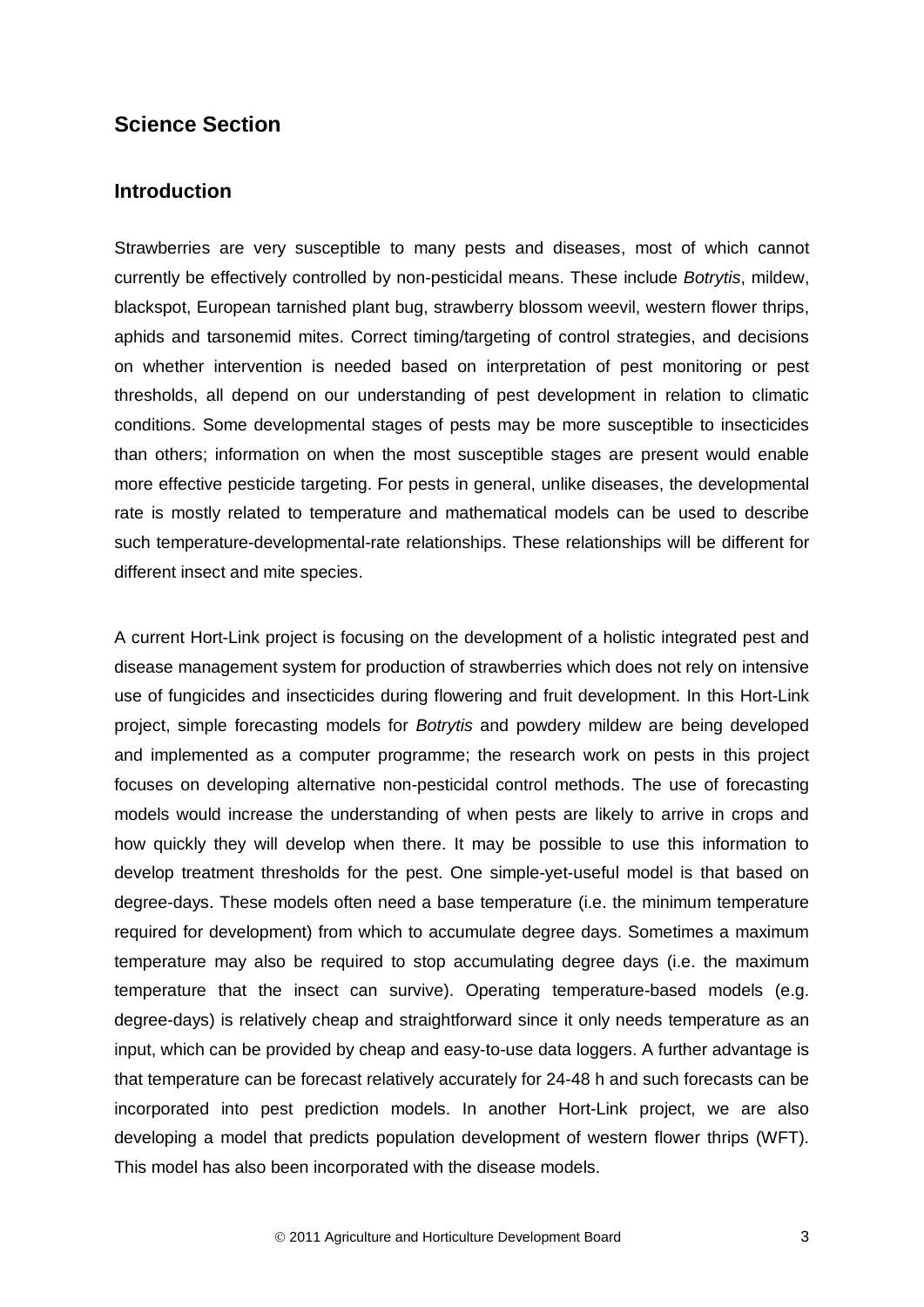## Science Section

### Introduction

Strawberries are very susceptible to many pests and diseases, most of which cannot currently be effectively controlled by non-pesticidal means. These include *Botrytis*, mildew, blackspot, European tarnished plant bug, strawberry blossom weevil, western flower thrips, aphids and tarsonemid mites. Correct timing/targeting of control strategies, and decisions on whether intervention is needed based on interpretation of pest monitoring or pest thresholds, all depend on our understanding of pest development in relation to climatic conditions. Some developmental stages of pests may be more susceptible to insecticides than others; information on when the most susceptible stages are present would enable more effective pesticide targeting. For pests in general, unlike diseases, the developmental rate is mostly related to temperature and mathematical models can be used to describe such temperature-developmental-rate relationships. These relationships will be different for different insect and mite species.

A current Hort-Link project is focusing on the development of a holistic integrated pest and disease management system for production of strawberries which does not rely on intensive use of fungicides and insecticides during flowering and fruit development. In this Hort-Link project, simple forecasting models for *Botrytis* and powdery mildew are being developed and implemented as a computer programme; the research work on pests in this project focuses on developing alternative non-pesticidal control methods. The use of forecasting models would increase the understanding of when pests are likely to arrive in crops and how quickly they will develop when there. It may be possible to use this information to develop treatment thresholds for the pest. One simple-yet-useful model is that based on degree-days. These models often need a base temperature (i.e. the minimum temperature required for development) from which to accumulate degree days. Sometimes a maximum temperature may also be required to stop accumulating degree days (i.e. the maximum temperature that the insect can survive). Operating temperature-based models (e.g. degree-days) is relatively cheap and straightforward since it only needs temperature as an input, which can be provided by cheap and easy-to-use data loggers. A further advantage is that temperature can be forecast relatively accurately for 24-48 h and such forecasts can be incorporated into pest prediction models. In another Hort-Link project, we are also developing a model that predicts population development of western flower thrips (WFT). This model has also been incorporated with the disease models.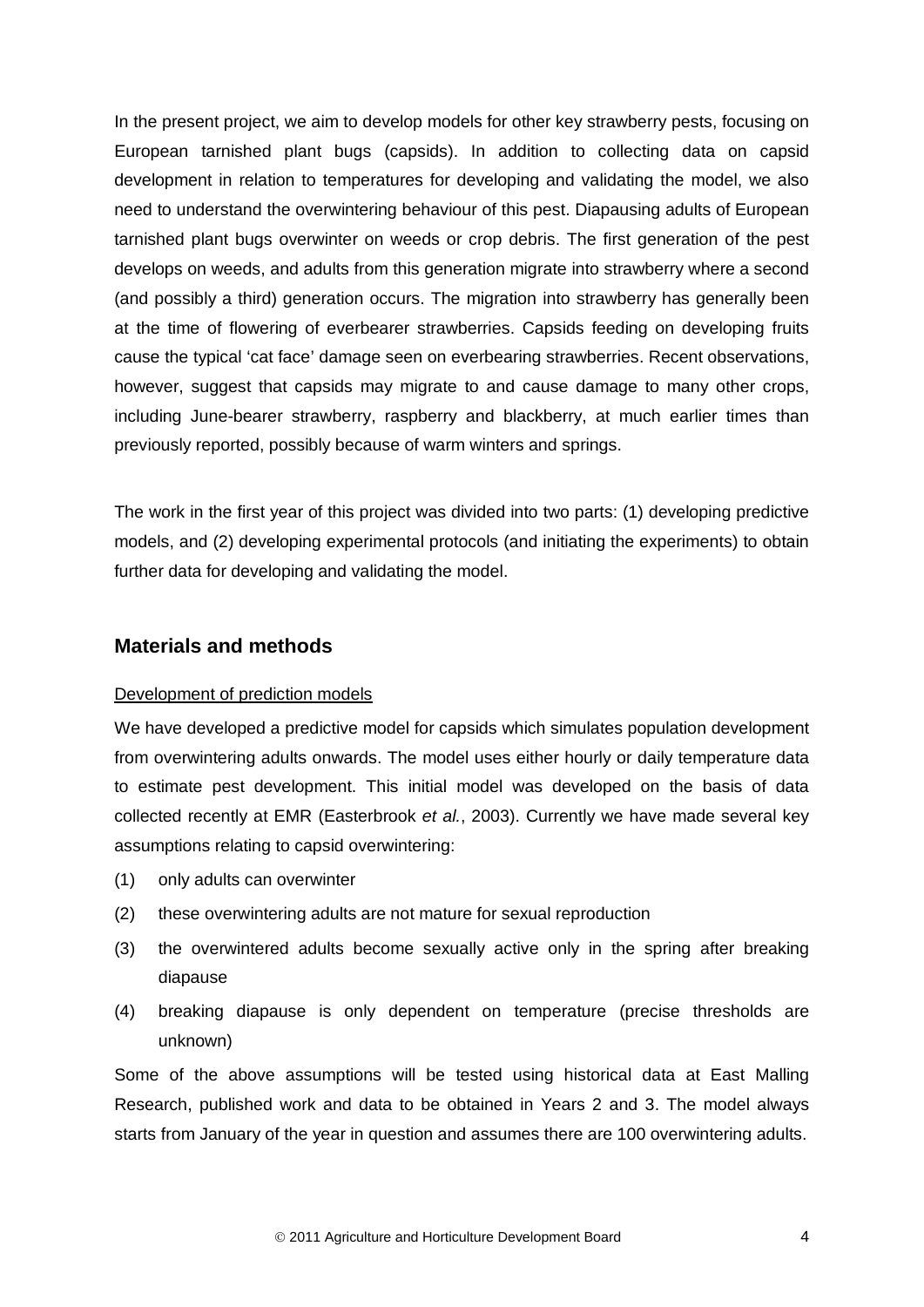In the present project, we aim to develop models for other key strawberry pests, focusing on European tarnished plant bugs (capsids). In addition to collecting data on capsid development in relation to temperatures for developing and validating the model, we also need to understand the overwintering behaviour of this pest. Diapausing adults of European tarnished plant bugs overwinter on weeds or crop debris. The first generation of the pest develops on weeds, and adults from this generation migrate into strawberry where a second (and possibly a third) generation occurs. The migration into strawberry has generally been at the time of flowering of everbearer strawberries. Capsids feeding on developing fruits cause the typical 'cat face' damage seen on everbearing strawberries. Recent observations, however, suggest that capsids may migrate to and cause damage to many other crops, including June-bearer strawberry, raspberry and blackberry, at much earlier times than previously reported, possibly because of warm winters and springs.

The work in the first year of this project was divided into two parts: (1) developing predictive models, and (2) developing experimental protocols (and initiating the experiments) to obtain further data for developing and validating the model.

## Materials and methods

Development of prediction models

We have developed a predictive model for capsids which simulates population development from overwintering adults onwards. The model uses either hourly or daily temperature data to estimate pest development. This initial model was developed on the basis of data collected recently at EMR (Easterbrook *et al.*, 2003). Currently we have made several key assumptions relating to capsid overwintering:

(1) only adults can overwinter

(2) these overwintering adults are not mature for sexual reproduction

(3) the overwintered adults become sexually active only in the spring after breaking diapause

(4) breaking diapause is only dependent on temperature (precise thresholds are unknown)

Some of the above assumptions will be tested using historical data at East Malling Research, published work and data to be obtained in Years 2 and 3. The model always starts from January of the year in question and assumes there are 100 overwintering adults.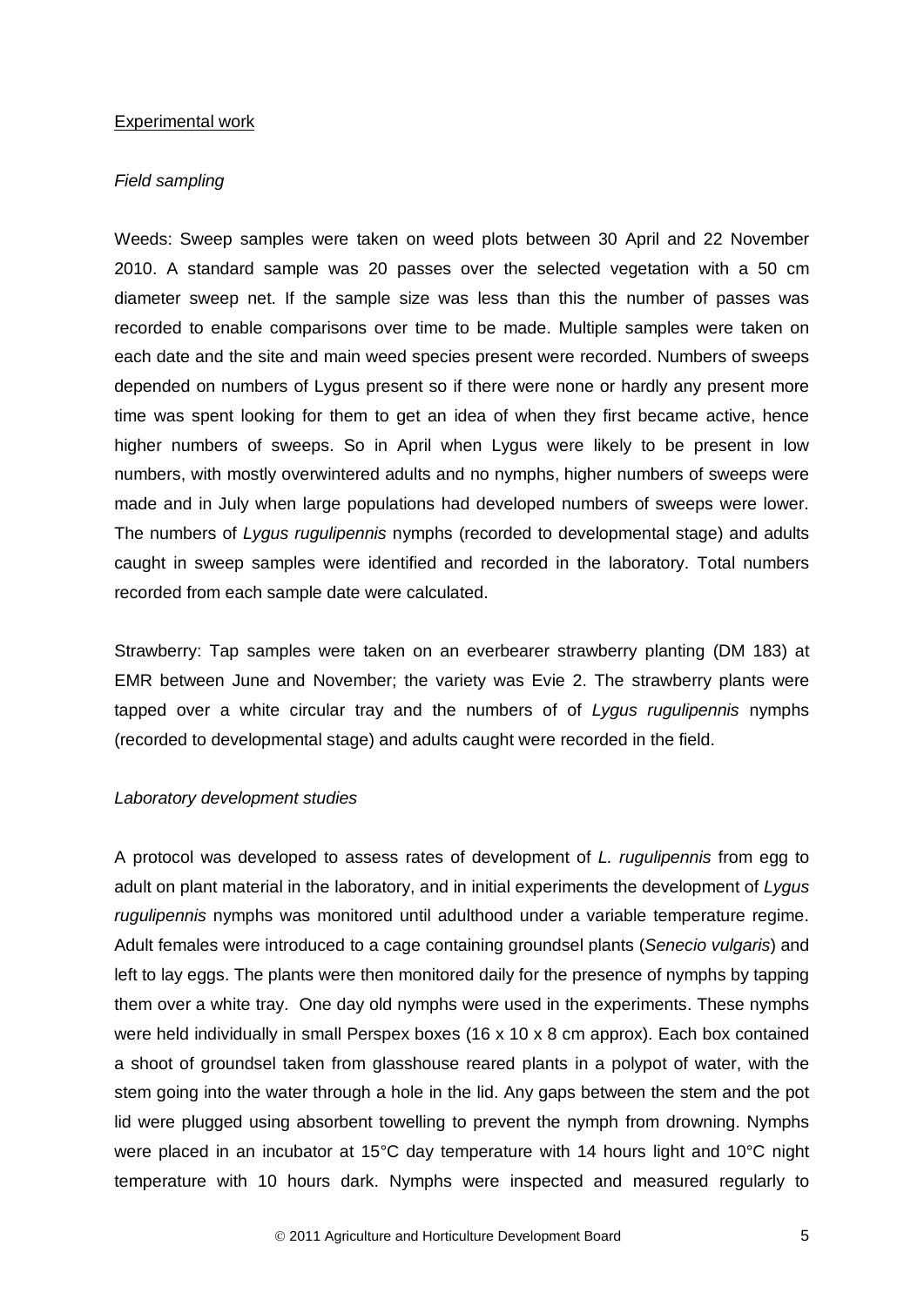Experimental work

*Field sampling*

Weeds: Sweep samples were taken on weed plots between 30 April and 22 November 2010. A standard sample was 20 passes over the selected vegetation with a 50 cm diameter sweep net. If the sample size was less than this the number of passes was recorded to enable comparisons over time to be made. Multiple samples were taken on each date and the site and main weed species present were recorded. Numbers of sweeps depended on numbers of Lygus present so if there were none or hardly any present more time was spent looking for them to get an idea of when they first became active, hence higher numbers of sweeps. So in April when Lygus were likely to be present in low numbers, with mostly overwintered adults and no nymphs, higher numbers of sweeps were made and in July when large populations had developed numbers of sweeps were lower. The numbers of *Lygus rugulipennis* nymphs (recorded to developmental stage) and adults caught in sweep samples were identified and recorded in the laboratory. Total numbers recorded from each sample date were calculated.

Strawberry: Tap samples were taken on an everbearer strawberry planting (DM 183) at EMR between June and November; the variety was Evie 2. The strawberry plants were tapped over a white circular tray and the numbers of of *Lygus rugulipennis* nymphs (recorded to developmental stage) and adults caught were recorded in the field.

*Laboratory development studies*

A protocol was developed to assess rates of development of *L. rugulipennis* from egg to adult on plant material in the laboratory, and in initial experiments the development of *Lygus rugulipennis* nymphs was monitored until adulthood under a variable temperature regime. Adult females were introduced to a cage containing groundsel plants (*Senecio vulgaris*) and left to lay eggs. The plants were then monitored daily for the presence of nymphs by tapping them over a white tray. One day old nymphs were used in the experiments. These nymphs were held individually in small Perspex boxes (16 x 10 x 8 cm approx). Each box contained a shoot of groundsel taken from glasshouse reared plants in a polypot of water, with the stem going into the water through a hole in the lid. Any gaps between the stem and the pot lid were plugged using absorbent towelling to prevent the nymph from drowning. Nymphs were placed in an incubator at 15°C day temperature with 14 hours light and 10°C night temperature with 10 hours dark. Nymphs were inspected and measured regularly to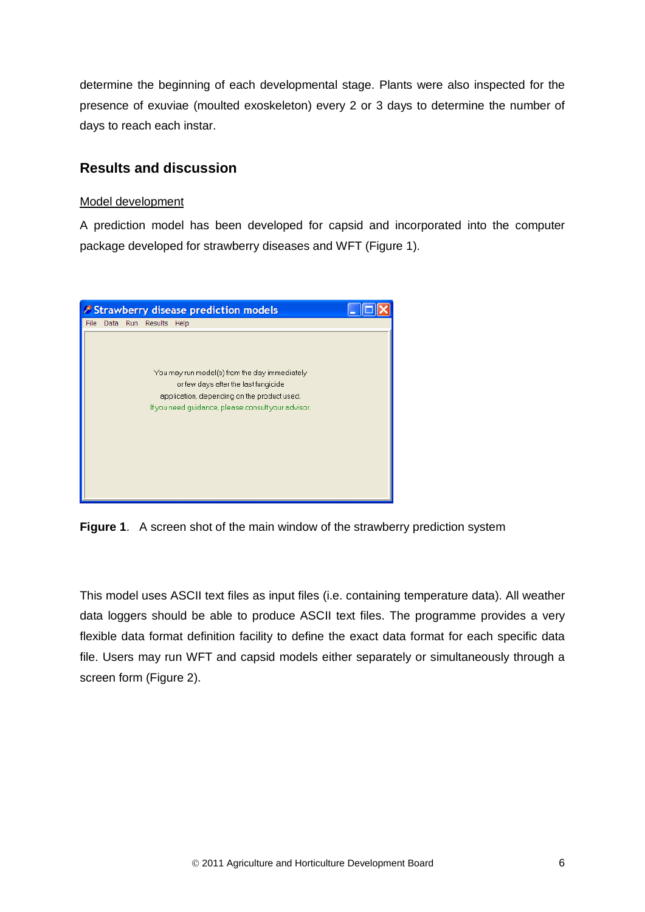determine the beginning of each developmental stage. Plants were also inspected for the presence of exuviae (moulted exoskeleton) every 2 or 3 days to determine the number of days to reach each instar.

## Results and discussion

Model development

A prediction model has been developed for capsid and incorporated into the computer package developed for strawberry diseases and WFT (Figure 1).

**Figure 1**. A screen shot of the main window of the strawberry prediction system

This model uses ASCII text files as input files (i.e. containing temperature data). All weather data loggers should be able to produce ASCII text files. The programme provides a very flexible data format definition facility to define the exact data format for each specific data file. Users may run WFT and capsid models either separately or simultaneously through a screen form (Figure 2).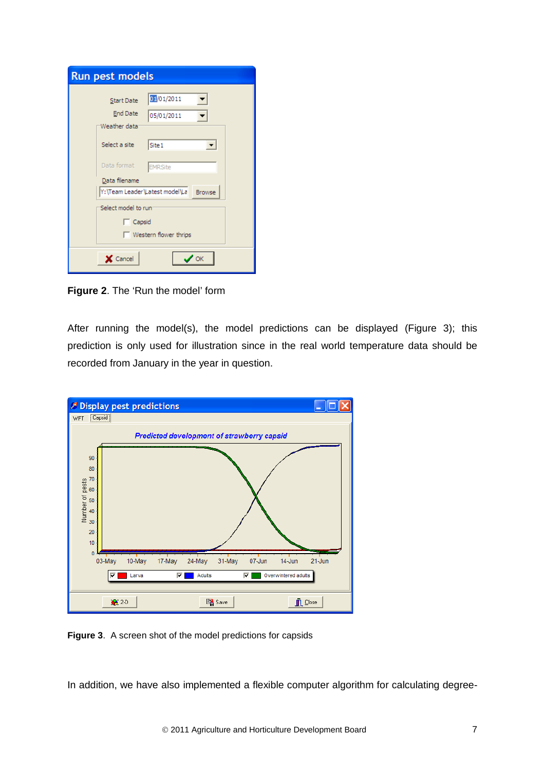**Figure 2**. The 'Run the model' form

After running the model(s), the model predictions can be displayed (Figure 3); this prediction is only used for illustration since in the real world temperature data should be recorded from January in the year in question.

**Figure 3**. A screen shot of the model predictions for capsids

In addition, we have also implemented a flexible computer algorithm for calculating degree-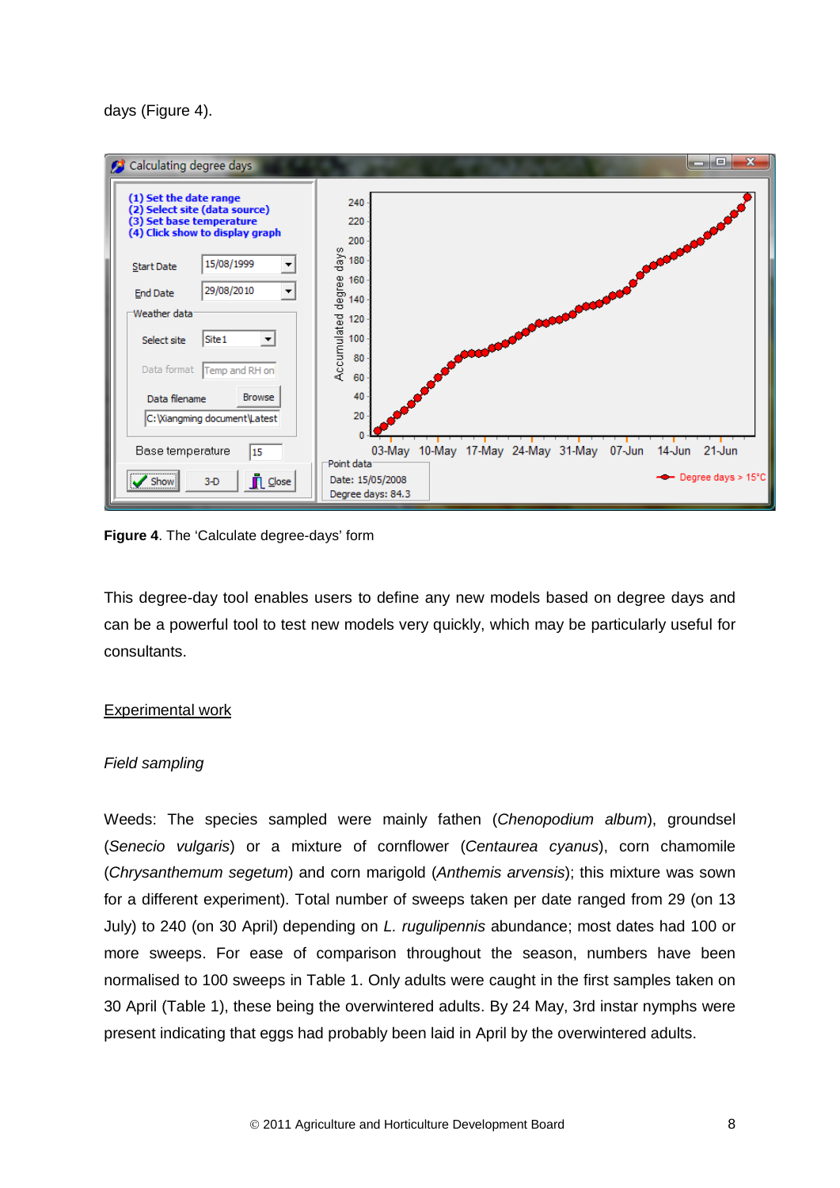days (Figure 4).

**Figure 4**. The 'Calculate degree-days' form

This degree-day tool enables users to define any new models based on degree days and can be a powerful tool to test new models very quickly, which may be particularly useful for consultants.

<u>Experimental work</u>

*Field sampling*

Weeds: The species sampled were mainly fathen (*Chenopodium album*), groundsel (*Senecio vulgaris*) or a mixture of cornflower (*Centaurea cyanus*), corn chamomile (*Chrysanthemum segetum*) and corn marigold (*Anthemis arvensis*); this mixture was sown for a different experiment). Total number of sweeps taken per date ranged from 29 (on 13 July) to 240 (on 30 April) depending on *L. rugulipennis* abundance; most dates had 100 or more sweeps. For ease of comparison throughout the season, numbers have been normalised to 100 sweeps in Table 1. Only adults were caught in the first samples taken on 30 April (Table 1), these being the overwintered adults. By 24 May, 3rd instar nymphs were present indicating that eggs had probably been laid in April by the overwintered adults.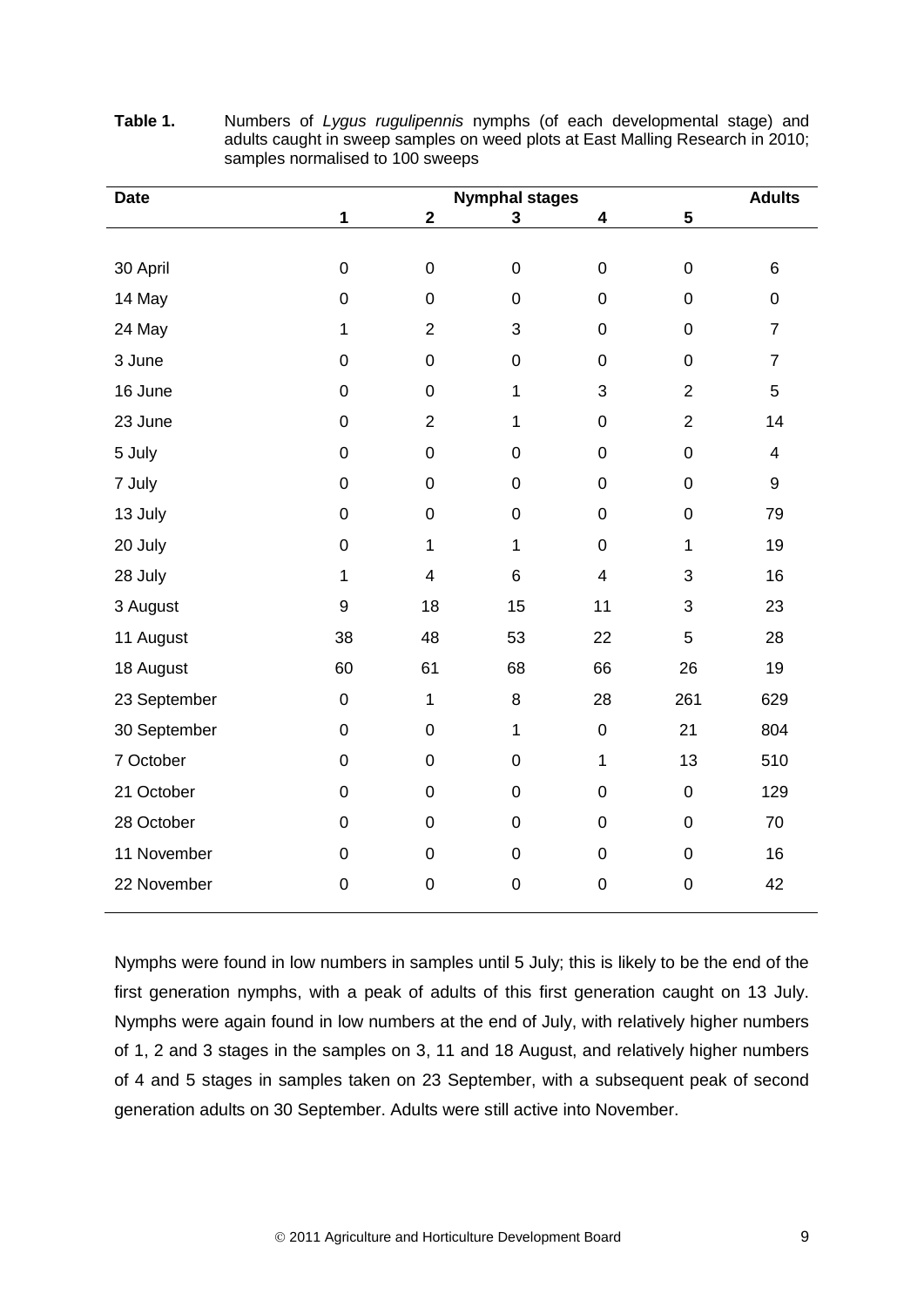**Table 1.** Numbers of *Lygus rugulipennis* nymphs (of each developmental stage) and adults caught in sweep samples on weed plots at East Malling Research in 2010; samples normalised to 100 sweeps

| Date | Nymphal stages | | | | | Adults |
|---|---|---|---|---|---|---|
| | 1 | 2 | 3 | 4 | 5 | |
| 30 April | 0 | 0 | 0 | 0 | 0 | 6 |
| 14 May | 0 | 0 | 0 | 0 | 0 | 0 |
| 24 May | 1 | 2 | 3 | 0 | 0 | 7 |
| 3 June | 0 | 0 | 0 | 0 | 0 | 7 |
| 16 June | 0 | 0 | 1 | 3 | 2 | 5 |
| 23 June | 0 | 2 | 1 | 0 | 2 | 14 |
| 5 July | 0 | 0 | 0 | 0 | 0 | 4 |
| 7 July | 0 | 0 | 0 | 0 | 0 | 9 |
| 13 July | 0 | 0 | 0 | 0 | 0 | 79 |
| 20 July | 0 | 1 | 1 | 0 | 1 | 19 |
| 28 July | 1 | 4 | 6 | 4 | 3 | 16 |
| 3 August | 9 | 18 | 15 | 11 | 3 | 23 |
| 11 August | 38 | 48 | 53 | 22 | 5 | 28 |
| 18 August | 60 | 61 | 68 | 66 | 26 | 19 |
| 23 September | 0 | 1 | 8 | 28 | 261 | 629 |
| 30 September | 0 | 0 | 1 | 0 | 21 | 804 |
| 7 October | 0 | 0 | 0 | 1 | 13 | 510 |
| 21 October | 0 | 0 | 0 | 0 | 0 | 129 |
| 28 October | 0 | 0 | 0 | 0 | 0 | 70 |
| 11 November | 0 | 0 | 0 | 0 | 0 | 16 |
| 22 November | 0 | 0 | 0 | 0 | 0 | 42 |

Nymphs were found in low numbers in samples until 5 July; this is likely to be the end of the first generation nymphs, with a peak of adults of this first generation caught on 13 July. Nymphs were again found in low numbers at the end of July, with relatively higher numbers of 1, 2 and 3 stages in the samples on 3, 11 and 18 August, and relatively higher numbers of 4 and 5 stages in samples taken on 23 September, with a subsequent peak of second generation adults on 30 September. Adults were still active into November.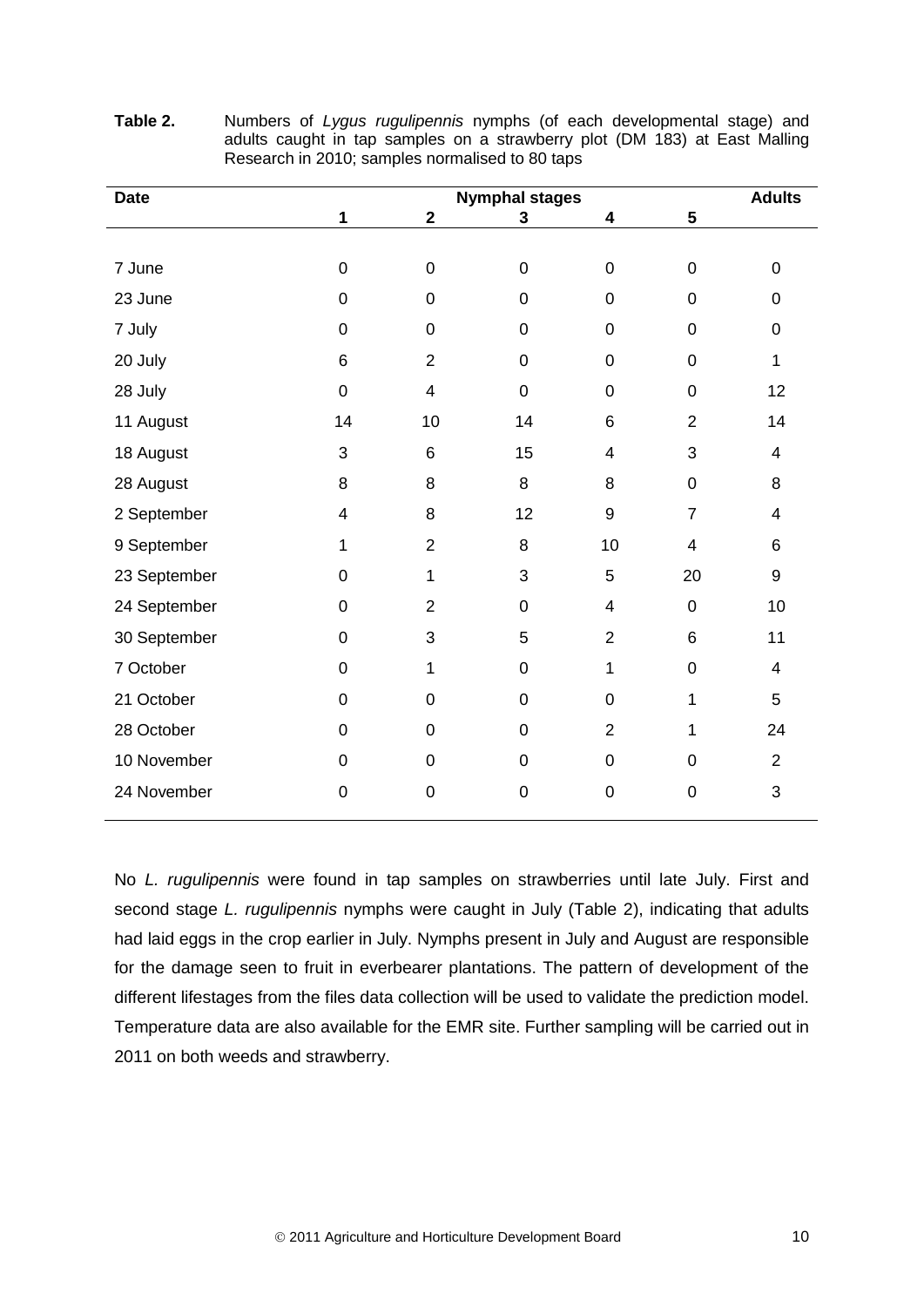**Table 2.** Numbers of *Lygus rugulipennis* nymphs (of each developmental stage) and adults caught in tap samples on a strawberry plot (DM 183) at East Malling Research in 2010; samples normalised to 80 taps

| Date | Nymphal stages | | | | | Adults |
|---|---|---|---|---|---|---|
| | 1 | 2 | 3 | 4 | 5 | |
| 7 June | 0 | 0 | 0 | 0 | 0 | 0 |
| 23 June | 0 | 0 | 0 | 0 | 0 | 0 |
| 7 July | 0 | 0 | 0 | 0 | 0 | 0 |
| 20 July | 6 | 2 | 0 | 0 | 0 | 1 |
| 28 July | 0 | 4 | 0 | 0 | 0 | 12 |
| 11 August | 14 | 10 | 14 | 6 | 2 | 14 |
| 18 August | 3 | 6 | 15 | 4 | 3 | 4 |
| 28 August | 8 | 8 | 8 | 8 | 0 | 8 |
| 2 September | 4 | 8 | 12 | 9 | 7 | 4 |
| 9 September | 1 | 2 | 8 | 10 | 4 | 6 |
| 23 September | 0 | 1 | 3 | 5 | 20 | 9 |
| 24 September | 0 | 2 | 0 | 4 | 0 | 10 |
| 30 September | 0 | 3 | 5 | 2 | 6 | 11 |
| 7 October | 0 | 1 | 0 | 1 | 0 | 4 |
| 21 October | 0 | 0 | 0 | 0 | 1 | 5 |
| 28 October | 0 | 0 | 0 | 2 | 1 | 24 |
| 10 November | 0 | 0 | 0 | 0 | 0 | 2 |
| 24 November | 0 | 0 | 0 | 0 | 0 | 3 |

No *L. rugulipennis* were found in tap samples on strawberries until late July. First and second stage *L. rugulipennis* nymphs were caught in July (Table 2), indicating that adults had laid eggs in the crop earlier in July. Nymphs present in July and August are responsible for the damage seen to fruit in everbearer plantations. The pattern of development of the different lifestages from the files data collection will be used to validate the prediction model. Temperature data are also available for the EMR site. Further sampling will be carried out in 2011 on both weeds and strawberry.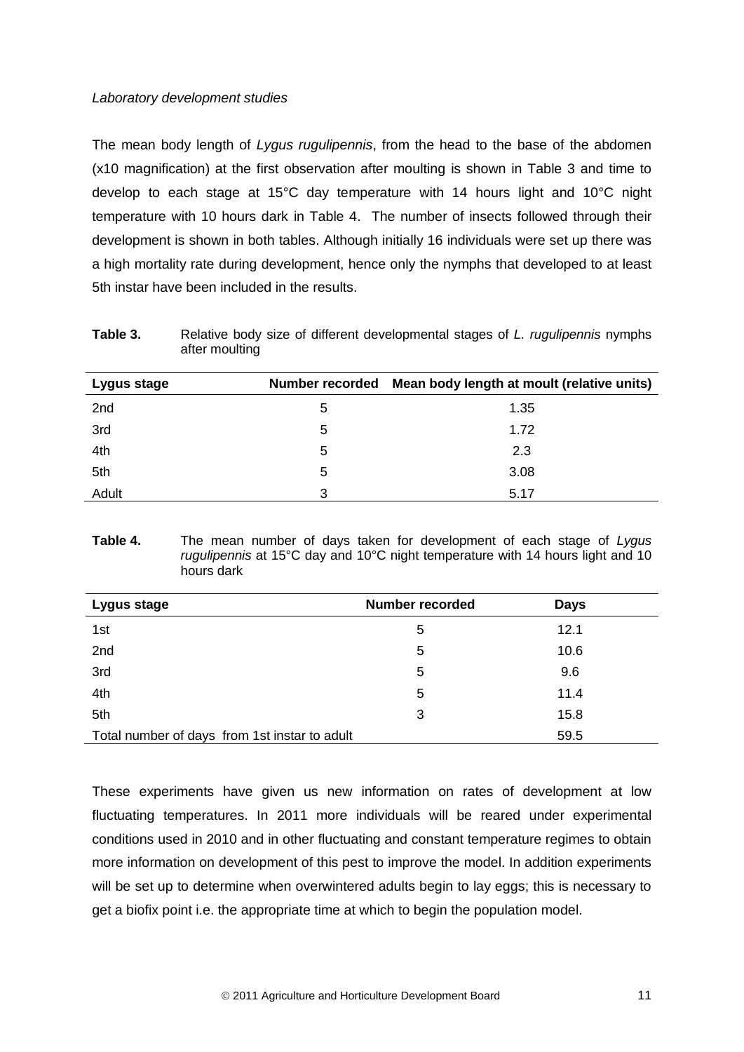*Laboratory development studies*

The mean body length of *Lygus rugulipennis*, from the head to the base of the abdomen (x10 magnification) at the first observation after moulting is shown in Table 3 and time to develop to each stage at 15°C day temperature with 14 hours light and 10°C night temperature with 10 hours dark in Table 4. The number of insects followed through their development is shown in both tables. Although initially 16 individuals were set up there was a high mortality rate during development, hence only the nymphs that developed to at least 5th instar have been included in the results.

**Table 3.** Relative body size of different developmental stages of *L. rugulipennis* nymphs after moulting

| Lygus stage | Number recorded | Mean body length at moult (relative units) |
|---|---|---|
| 2nd | 5 | 1.35 |
| 3rd | 5 | 1.72 |
| 4th | 5 | 2.3 |
| 5th | 5 | 3.08 |
| Adult | 3 | 5.17 |

**Table 4.** The mean number of days taken for development of each stage of *Lygus rugulipennis* at 15°C day and 10°C night temperature with 14 hours light and 10 hours dark

| Lygus stage | Number recorded | Days |
|---|---|---|
| 1st | 5 | 12.1 |
| 2nd | 5 | 10.6 |
| 3rd | 5 | 9.6 |
| 4th | 5 | 11.4 |
| 5th | 3 | 15.8 |
| Total number of days from 1st instar to adult | | 59.5 |

These experiments have given us new information on rates of development at low fluctuating temperatures. In 2011 more individuals will be reared under experimental conditions used in 2010 and in other fluctuating and constant temperature regimes to obtain more information on development of this pest to improve the model. In addition experiments will be set up to determine when overwintered adults begin to lay eggs; this is necessary to get a biofix point i.e. the appropriate time at which to begin the population model.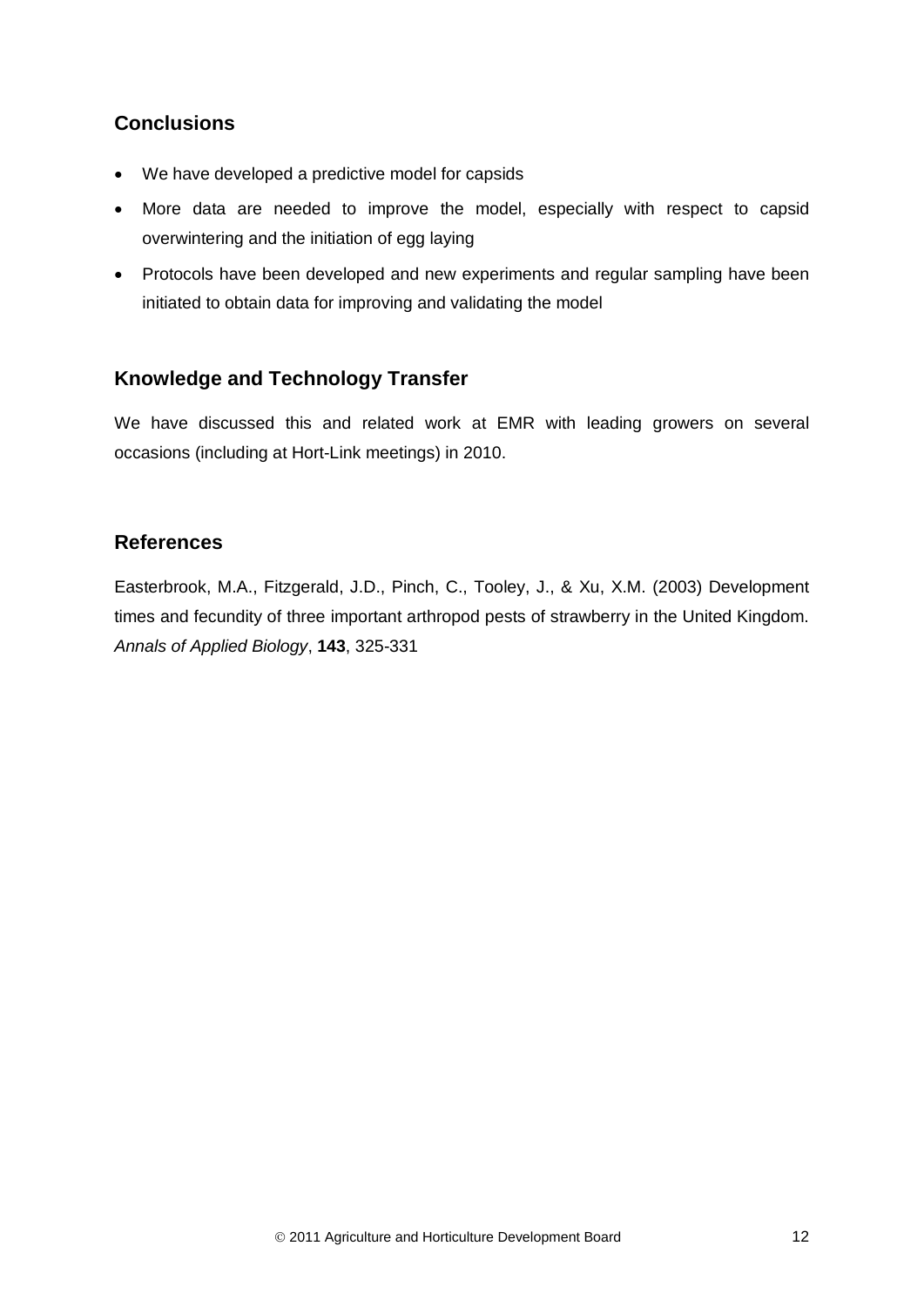## Conclusions

- We have developed a predictive model for capsids
- More data are needed to improve the model, especially with respect to capsid overwintering and the initiation of egg laying
- Protocols have been developed and new experiments and regular sampling have been initiated to obtain data for improving and validating the model

## Knowledge and Technology Transfer

We have discussed this and related work at EMR with leading growers on several occasions (including at Hort-Link meetings) in 2010.

## References

Easterbrook, M.A., Fitzgerald, J.D., Pinch, C., Tooley, J., & Xu, X.M. (2003) Development times and fecundity of three important arthropod pests of strawberry in the United Kingdom. *Annals of Applied Biology*, **143**, 325-331